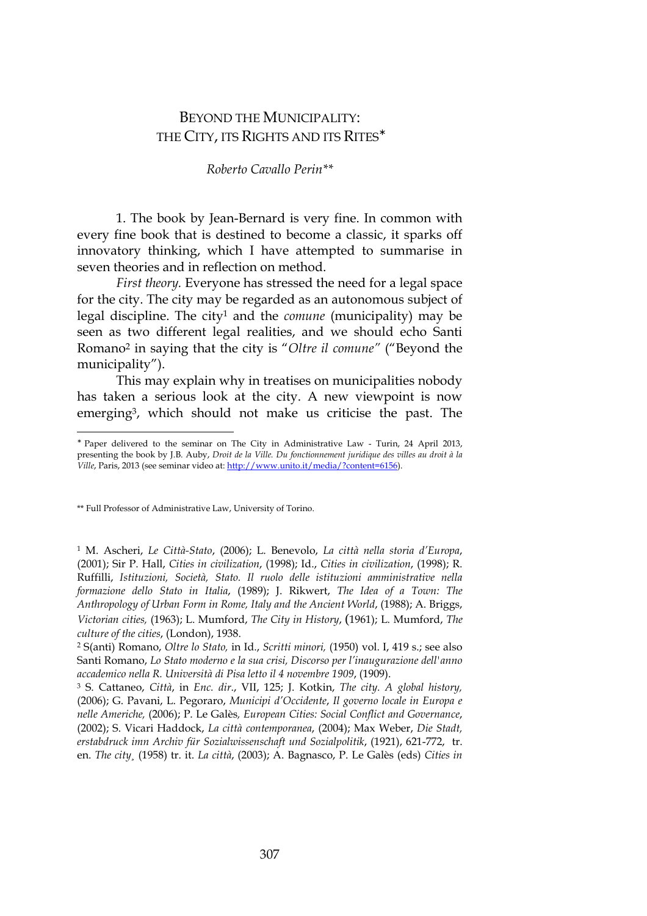# BEYOND THE MUNICIPALITY: THE CITY, ITS RIGHTS AND ITS RITES*

*Roberto Cavallo Perin***

1. The book by Jean-Bernard is very fine. In common with every fine book that is destined to become a classic, it sparks off innovatory thinking, which I have attempted to summarise in seven theories and in reflection on method.

*First theory.* Everyone has stressed the need for a legal space for the city. The city may be regarded as an autonomous subject of legal discipline. The city[1] and the *comune* (municipality) may be seen as two different legal realities, and we should echo Santi Romano[2] in saying that the city is "*Oltre il comune*" ("Beyond the municipality").

This may explain why in treatises on municipalities nobody has taken a serious look at the city. A new viewpoint is now emerging[3], which should not make us criticise the past. The

---

\* Paper delivered to the seminar on The City in Administrative Law - Turin, 24 April 2013, presenting the book by J.B. Auby, *Droit de la Ville. Du fonctionnement juridique des villes au droit à la Ville*, Paris, 2013 (see seminar video at: http://www.unito.it/media/?content=6156).

** Full Professor of Administrative Law, University of Torino.

[1] M. Ascheri, *Le Città-Stato*, (2006); L. Benevolo, *La città nella storia d'Europa*, (2001); Sir P. Hall, *Cities in civilization*, (1998); Id., *Cities in civilization*, (1998); R. Ruffilli, *Istituzioni, Società, Stato. Il ruolo delle istituzioni amministrative nella formazione dello Stato in Italia*, (1989); J. Rikwert, *The Idea of a Town: The Anthropology of Urban Form in Rome, Italy and the Ancient World*, (1988); A. Briggs, *Victorian cities,* (1963); L. Mumford, *The City in History*, (1961); L. Mumford, *The culture of the cities*, (London), 1938.

[2] S(anti) Romano, *Oltre lo Stato,* in Id., *Scritti minori,* (1950) vol. I, 419 s.; see also Santi Romano, *Lo Stato moderno e la sua crisi, Discorso per l'inaugurazione dell'anno accademico nella R. Università di Pisa letto il 4 novembre 1909*, (1909).

[3] S. Cattaneo, *Città*, in *Enc. dir.*, VII, 125; J. Kotkin, *The city. A global history,* (2006); G. Pavani, L. Pegoraro, *Municipi d'Occidente*, *Il governo locale in Europa e nelle Americhe,* (2006); P. Le Galès, *European Cities: Social Conflict and Governance*, (2002); S. Vicari Haddock, *La città contemporanea*, (2004); Max Weber, *Die Stadt, erstabdruck imn Archiv für Sozialwissenschaft und Sozialpolitik*, (1921), 621-772, tr. en. *The city*¸ (1958) tr. it. *La città*, (2003); A. Bagnasco, P. Le Galès (eds) *Cities in*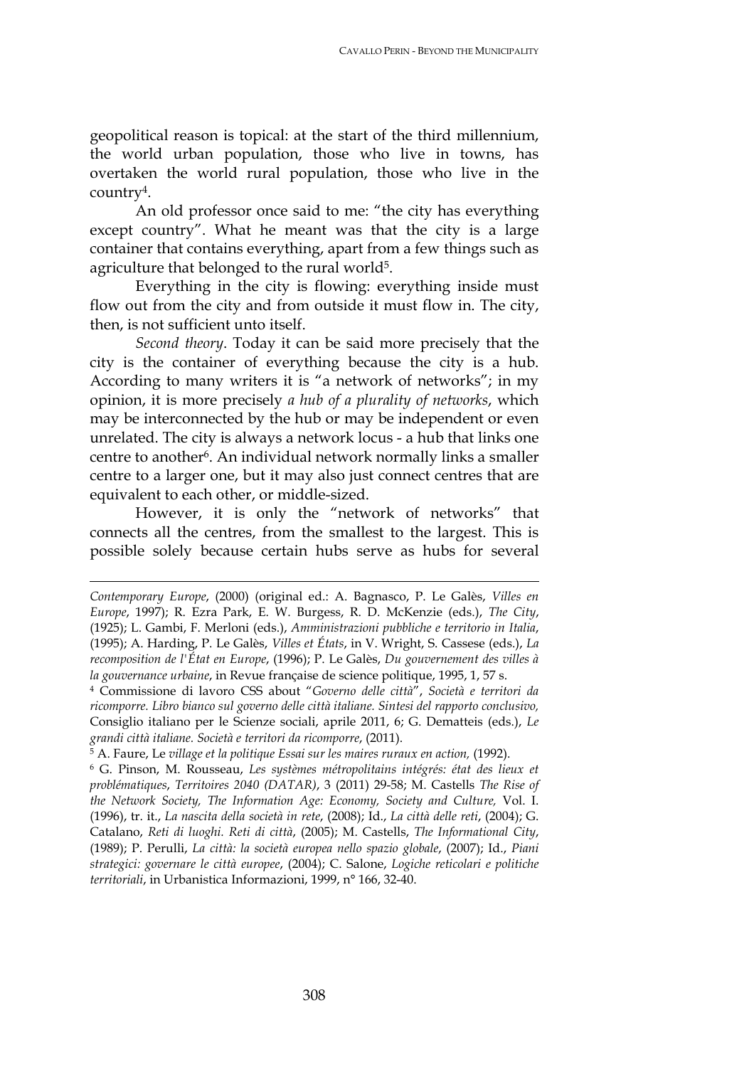geopolitical reason is topical: at the start of the third millennium, the world urban population, those who live in towns, has overtaken the world rural population, those who live in the country[4].

An old professor once said to me: "the city has everything except country". What he meant was that the city is a large container that contains everything, apart from a few things such as agriculture that belonged to the rural world[5].

Everything in the city is flowing: everything inside must flow out from the city and from outside it must flow in. The city, then, is not sufficient unto itself.

*Second theory*. Today it can be said more precisely that the city is the container of everything because the city is a hub. According to many writers it is "a network of networks"; in my opinion, it is more precisely *a hub of a plurality of networks*, which may be interconnected by the hub or may be independent or even unrelated. The city is always a network locus - a hub that links one centre to another[6]. An individual network normally links a smaller centre to a larger one, but it may also just connect centres that are equivalent to each other, or middle-sized.

However, it is only the "network of networks" that connects all the centres, from the smallest to the largest. This is possible solely because certain hubs serve as hubs for several

---

*Contemporary Europe*, (2000) (original ed.: A. Bagnasco, P. Le Galès, *Villes en Europe*, 1997); R. Ezra Park, E. W. Burgess, R. D. McKenzie (eds.), *The City*, (1925); L. Gambi, F. Merloni (eds.), *Amministrazioni pubbliche e territorio in Italia*, (1995); A. Harding, P. Le Galès, *Villes et États*, in V. Wright, S. Cassese (eds.), *La recomposition de l'État en Europe*, (1996); P. Le Galès, *Du gouvernement des villes à la gouvernance urbaine*, in Revue française de science politique, 1995, 1, 57 s.

[4] Commissione di lavoro CSS about "*Governo delle città*", *Società e territori da ricomporre. Libro bianco sul governo delle città italiane. Sintesi del rapporto conclusivo,* Consiglio italiano per le Scienze sociali, aprile 2011, 6; G. Dematteis (eds.), *Le grandi città italiane. Società e territori da ricomporre*, (2011).

[5] A. Faure, Le *village et la politique Essai sur les maires ruraux en action,* (1992).

[6] G. Pinson, M. Rousseau, *Les systèmes métropolitains intégrés: état des lieux et problématiques*, *Territoires 2040 (DATAR)*, 3 (2011) 29-58; M. Castells *The Rise of the Network Society, The Information Age: Economy, Society and Culture,* Vol. I. (1996), tr. it., *La nascita della società in rete*, (2008); Id., *La città delle reti*, (2004); G. Catalano, *Reti di luoghi. Reti di città*, (2005); M. Castells, *The Informational City*, (1989); P. Perulli, *La città: la società europea nello spazio globale*, (2007); Id., *Piani strategici: governare le città europee*, (2004); C. Salone, *Logiche reticolari e politiche territoriali*, in Urbanistica Informazioni, 1999, n° 166, 32-40.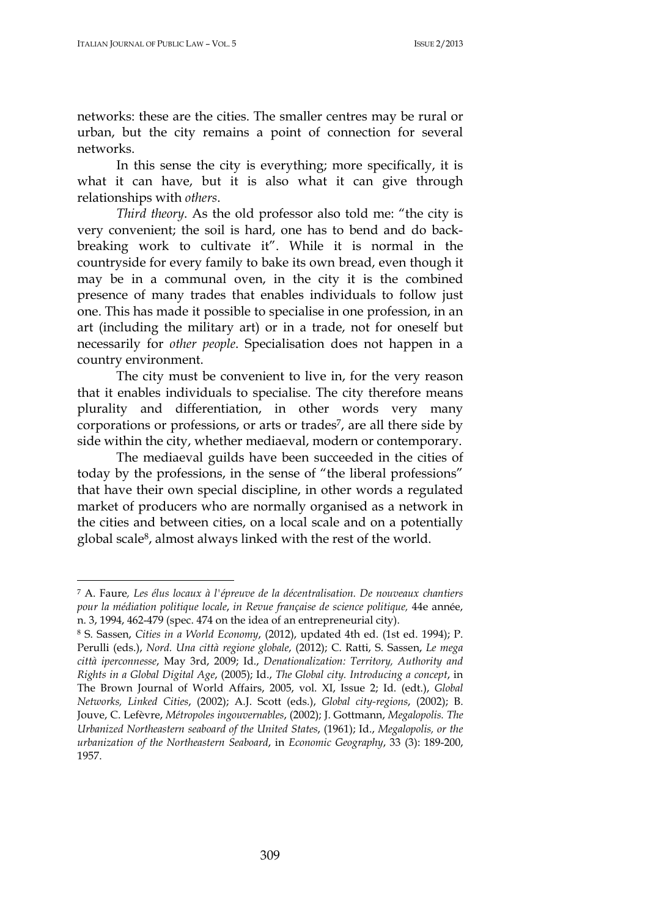networks: these are the cities. The smaller centres may be rural or urban, but the city remains a point of connection for several networks.

In this sense the city is everything; more specifically, it is what it can have, but it is also what it can give through relationships with *others*.

*Third theory*. As the old professor also told me: "the city is very convenient; the soil is hard, one has to bend and do back-breaking work to cultivate it". While it is normal in the countryside for every family to bake its own bread, even though it may be in a communal oven, in the city it is the combined presence of many trades that enables individuals to follow just one. This has made it possible to specialise in one profession, in an art (including the military art) or in a trade, not for oneself but necessarily for *other people*. Specialisation does not happen in a country environment.

The city must be convenient to live in, for the very reason that it enables individuals to specialise. The city therefore means plurality and differentiation, in other words very many corporations or professions, or arts or trades[7], are all there side by side within the city, whether mediaeval, modern or contemporary.

The mediaeval guilds have been succeeded in the cities of today by the professions, in the sense of "the liberal professions" that have their own special discipline, in other words a regulated market of producers who are normally organised as a network in the cities and between cities, on a local scale and on a potentially global scale[8], almost always linked with the rest of the world.

---

[7] A. Faure, *Les élus locaux à l'épreuve de la décentralisation. De nouveaux chantiers pour la médiation politique locale*, *in Revue française de science politique,* 44e année, n. 3, 1994, 462-479 (spec. 474 on the idea of an entrepreneurial city).

[8] S. Sassen, *Cities in a World Economy*, (2012), updated 4th ed. (1st ed. 1994); P. Perulli (eds.), *Nord. Una città regione globale*, (2012); C. Ratti, S. Sassen, *Le mega città iperconnesse*, May 3rd, 2009; Id., *Denationalization: Territory, Authority and Rights in a Global Digital Age*, (2005); Id., *The Global city. Introducing a concept*, in The Brown Journal of World Affairs, 2005, vol. XI, Issue 2; Id. (edt.), *Global Networks, Linked Cities*, (2002); A.J. Scott (eds.), *Global city-regions*, (2002); B. Jouve, C. Lefèvre, *Métropoles ingouvernables*, (2002); J. Gottmann, *Megalopolis. The Urbanized Northeastern seaboard of the United States*, (1961); Id., *Megalopolis, or the urbanization of the Northeastern Seaboard*, in *Economic Geography*, 33 (3): 189-200, 1957.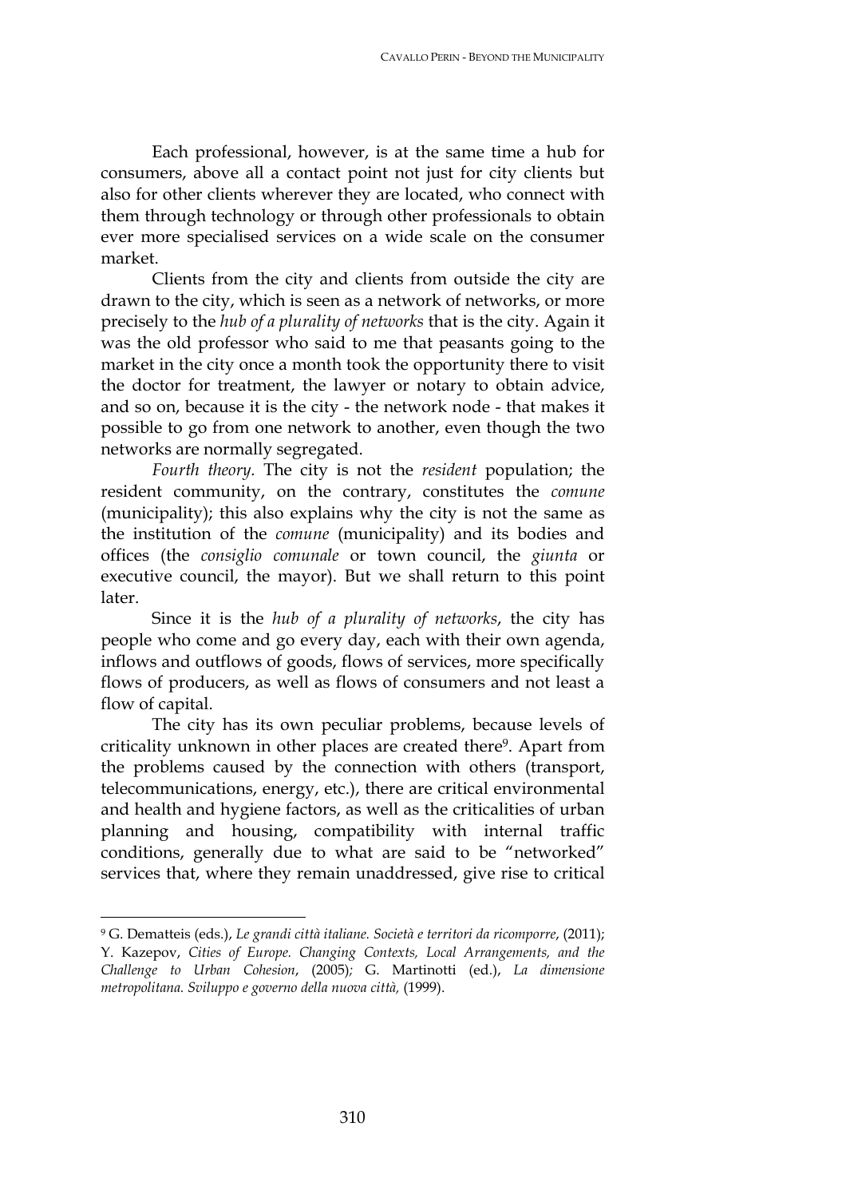Each professional, however, is at the same time a hub for consumers, above all a contact point not just for city clients but also for other clients wherever they are located, who connect with them through technology or through other professionals to obtain ever more specialised services on a wide scale on the consumer market.

Clients from the city and clients from outside the city are drawn to the city, which is seen as a network of networks, or more precisely to the *hub of a plurality of networks* that is the city. Again it was the old professor who said to me that peasants going to the market in the city once a month took the opportunity there to visit the doctor for treatment, the lawyer or notary to obtain advice, and so on, because it is the city - the network node - that makes it possible to go from one network to another, even though the two networks are normally segregated.

*Fourth theory.* The city is not the *resident* population; the resident community, on the contrary, constitutes the *comune* (municipality); this also explains why the city is not the same as the institution of the *comune* (municipality) and its bodies and offices (the *consiglio comunale* or town council, the *giunta* or executive council, the mayor). But we shall return to this point later.

Since it is the *hub of a plurality of networks*, the city has people who come and go every day, each with their own agenda, inflows and outflows of goods, flows of services, more specifically flows of producers, as well as flows of consumers and not least a flow of capital.

The city has its own peculiar problems, because levels of criticality unknown in other places are created there[9]. Apart from the problems caused by the connection with others (transport, telecommunications, energy, etc.), there are critical environmental and health and hygiene factors, as well as the criticalities of urban planning and housing, compatibility with internal traffic conditions, generally due to what are said to be "networked" services that, where they remain unaddressed, give rise to critical

---

[9] G. Dematteis (eds.), *Le grandi città italiane. Società e territori da ricomporre*, (2011); Y. Kazepov, *Cities of Europe. Changing Contexts, Local Arrangements, and the Challenge to Urban Cohesion*, (2005); G. Martinotti (ed.), *La dimensione metropolitana. Sviluppo e governo della nuova città,* (1999).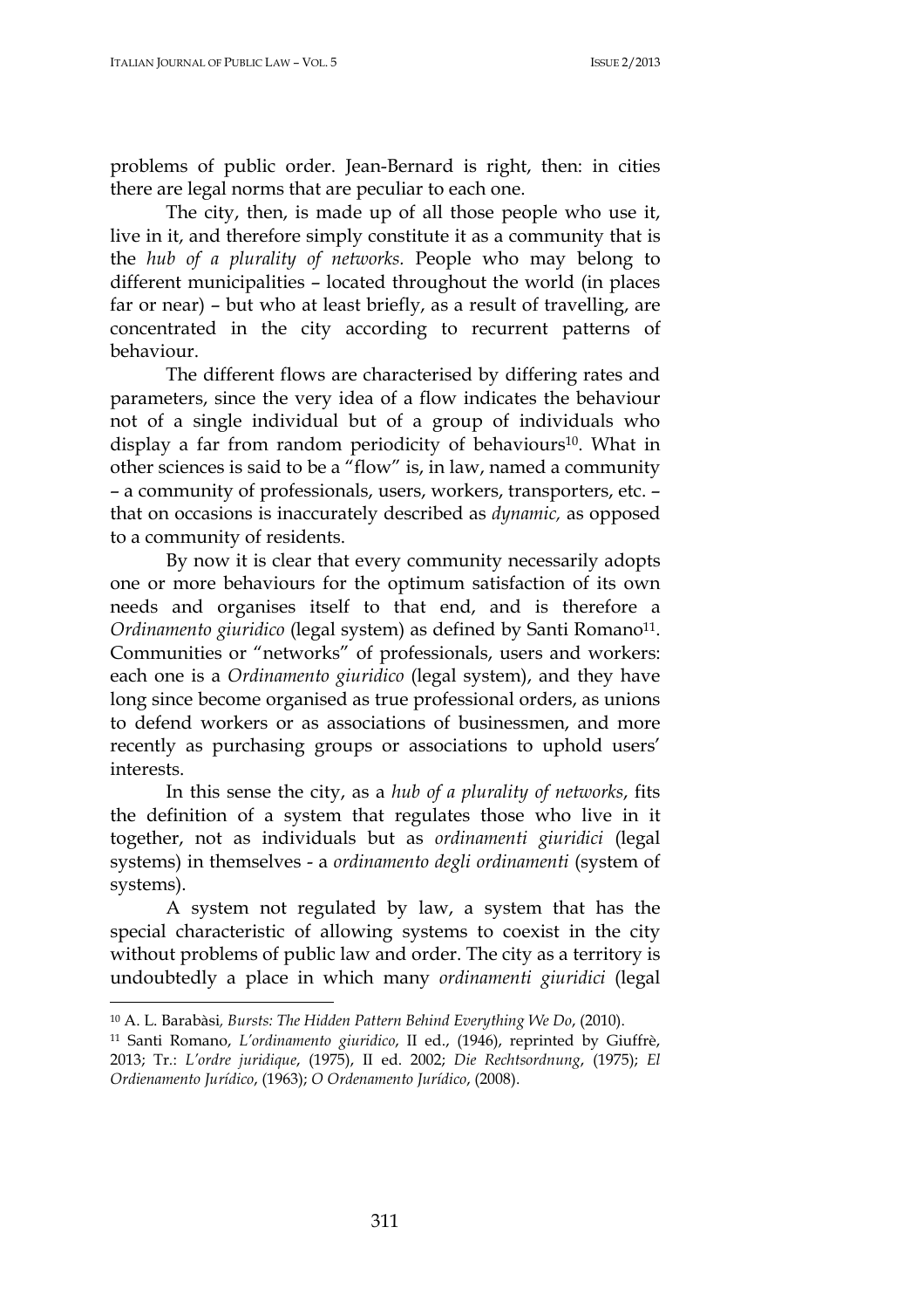problems of public order. Jean-Bernard is right, then: in cities there are legal norms that are peculiar to each one.

The city, then, is made up of all those people who use it, live in it, and therefore simply constitute it as a community that is the *hub of a plurality of networks.* People who may belong to different municipalities – located throughout the world (in places far or near) – but who at least briefly, as a result of travelling, are concentrated in the city according to recurrent patterns of behaviour.

The different flows are characterised by differing rates and parameters, since the very idea of a flow indicates the behaviour not of a single individual but of a group of individuals who display a far from random periodicity of behaviours[10]. What in other sciences is said to be a "flow" is, in law, named a community – a community of professionals, users, workers, transporters, etc. – that on occasions is inaccurately described as *dynamic,* as opposed to a community of residents.

By now it is clear that every community necessarily adopts one or more behaviours for the optimum satisfaction of its own needs and organises itself to that end, and is therefore a *Ordinamento giuridico* (legal system) as defined by Santi Romano[11]. Communities or "networks" of professionals, users and workers: each one is a *Ordinamento giuridico* (legal system), and they have long since become organised as true professional orders, as unions to defend workers or as associations of businessmen, and more recently as purchasing groups or associations to uphold users' interests.

In this sense the city, as a *hub of a plurality of networks*, fits the definition of a system that regulates those who live in it together, not as individuals but as *ordinamenti giuridici* (legal systems) in themselves - a *ordinamento degli ordinamenti* (system of systems).

A system not regulated by law, a system that has the special characteristic of allowing systems to coexist in the city without problems of public law and order. The city as a territory is undoubtedly a place in which many *ordinamenti giuridici* (legal

---

[10] A. L. Barabàsi, *Bursts: The Hidden Pattern Behind Everything We Do*, (2010).

[11] Santi Romano, *L'ordinamento giuridico*, II ed., (1946), reprinted by Giuffrè, 2013; Tr.: *L'ordre juridique*, (1975), II ed. 2002; *Die Rechtsordnung*, (1975); *El Ordienamento Jurídico*, (1963); *O Ordenamento Jurídico*, (2008).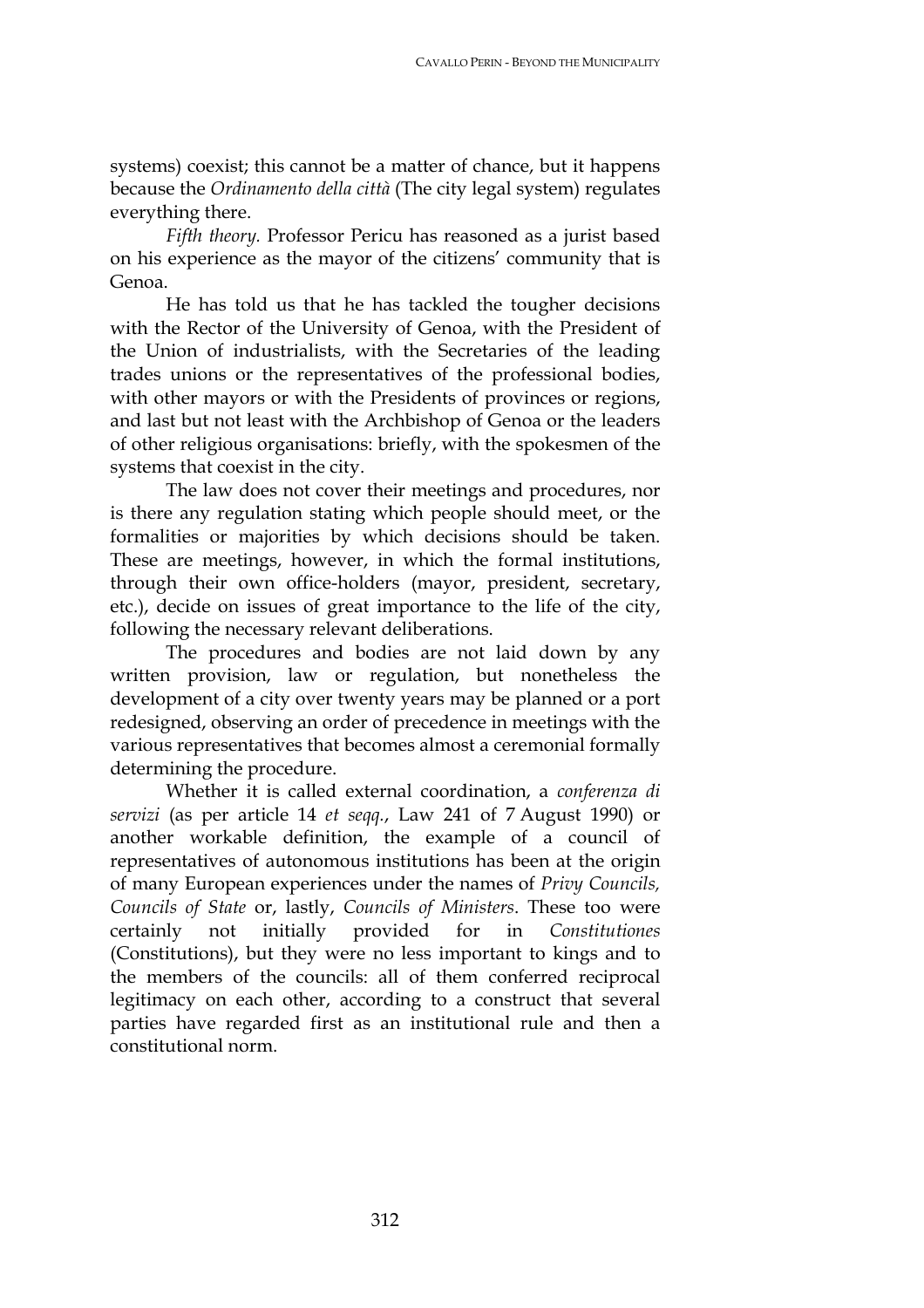systems) coexist; this cannot be a matter of chance, but it happens because the *Ordinamento della città* (The city legal system) regulates everything there.

*Fifth theory.* Professor Pericu has reasoned as a jurist based on his experience as the mayor of the citizens' community that is Genoa.

He has told us that he has tackled the tougher decisions with the Rector of the University of Genoa, with the President of the Union of industrialists, with the Secretaries of the leading trades unions or the representatives of the professional bodies, with other mayors or with the Presidents of provinces or regions, and last but not least with the Archbishop of Genoa or the leaders of other religious organisations: briefly, with the spokesmen of the systems that coexist in the city.

The law does not cover their meetings and procedures, nor is there any regulation stating which people should meet, or the formalities or majorities by which decisions should be taken. These are meetings, however, in which the formal institutions, through their own office-holders (mayor, president, secretary, etc.), decide on issues of great importance to the life of the city, following the necessary relevant deliberations.

The procedures and bodies are not laid down by any written provision, law or regulation, but nonetheless the development of a city over twenty years may be planned or a port redesigned, observing an order of precedence in meetings with the various representatives that becomes almost a ceremonial formally determining the procedure.

Whether it is called external coordination, a *conferenza di servizi* (as per article 14 *et seqq.*, Law 241 of 7 August 1990) or another workable definition, the example of a council of representatives of autonomous institutions has been at the origin of many European experiences under the names of *Privy Councils, Councils of State* or, lastly, *Councils of Ministers*. These too were certainly not initially provided for in *Constitutiones* (Constitutions), but they were no less important to kings and to the members of the councils: all of them conferred reciprocal legitimacy on each other, according to a construct that several parties have regarded first as an institutional rule and then a constitutional norm.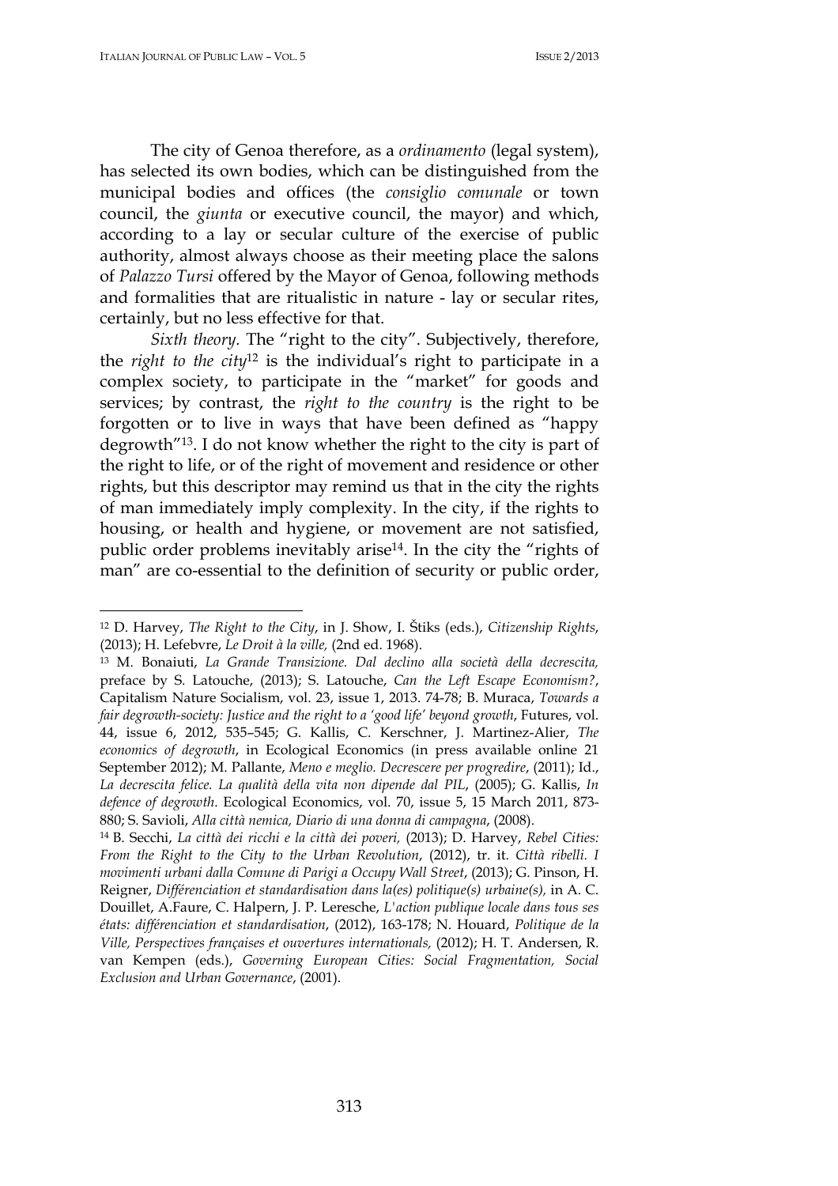The city of Genoa therefore, as a *ordinamento* (legal system), has selected its own bodies, which can be distinguished from the municipal bodies and offices (the *consiglio comunale* or town council, the *giunta* or executive council, the mayor) and which, according to a lay or secular culture of the exercise of public authority, almost always choose as their meeting place the salons of *Palazzo Tursi* offered by the Mayor of Genoa, following methods and formalities that are ritualistic in nature - lay or secular rites, certainly, but no less effective for that.

*Sixth theory.* The "right to the city". Subjectively, therefore, the *right to the city*[12] is the individual's right to participate in a complex society, to participate in the "market" for goods and services; by contrast, the *right to the country* is the right to be forgotten or to live in ways that have been defined as "happy degrowth"[13]. I do not know whether the right to the city is part of the right to life, or of the right of movement and residence or other rights, but this descriptor may remind us that in the city the rights of man immediately imply complexity. In the city, if the rights to housing, or health and hygiene, or movement are not satisfied, public order problems inevitably arise[14]. In the city the "rights of man" are co-essential to the definition of security or public order,

---

[12] D. Harvey, *The Right to the City*, in J. Show, I. Štiks (eds.), *Citizenship Rights*, (2013); H. Lefebvre, *Le Droit à la ville,* (2nd ed. 1968).

[13] M. Bonaiuti, *La Grande Transizione. Dal declino alla società della decrescita,* preface by S. Latouche, (2013); S. Latouche, *Can the Left Escape Economism?*, Capitalism Nature Socialism, vol. 23, issue 1, 2013. 74-78; B. Muraca, *Towards a fair degrowth-society: Justice and the right to a 'good life' beyond growth*, Futures, vol. 44, issue 6, 2012, 535–545; G. Kallis, C. Kerschner, J. Martinez-Alier, *The economics of degrowth*, in Ecological Economics (in press available online 21 September 2012); M. Pallante, *Meno e meglio. Decrescere per progredire*, (2011); Id., *La decrescita felice. La qualità della vita non dipende dal PIL*, (2005); G. Kallis, *In defence of degrowth*. Ecological Economics, vol. 70, issue 5, 15 March 2011, 873-880; S. Savioli, *Alla città nemica, Diario di una donna di campagna*, (2008).

[14] B. Secchi, *La città dei ricchi e la città dei poveri,* (2013); D. Harvey, *Rebel Cities: From the Right to the City to the Urban Revolution*, (2012), tr. it. *Città ribelli. I movimenti urbani dalla Comune di Parigi a Occupy Wall Street*, (2013); G. Pinson, H. Reigner, *Différenciation et standardisation dans la(es) politique(s) urbaine(s),* in A. C. Douillet, A.Faure, C. Halpern, J. P. Leresche, *L'action publique locale dans tous ses états: différenciation et standardisation*, (2012), 163-178; N. Houard, *Politique de la Ville, Perspectives françaises et ouvertures internationals,* (2012); H. T. Andersen, R. van Kempen (eds.), *Governing European Cities: Social Fragmentation, Social Exclusion and Urban Governance*, (2001).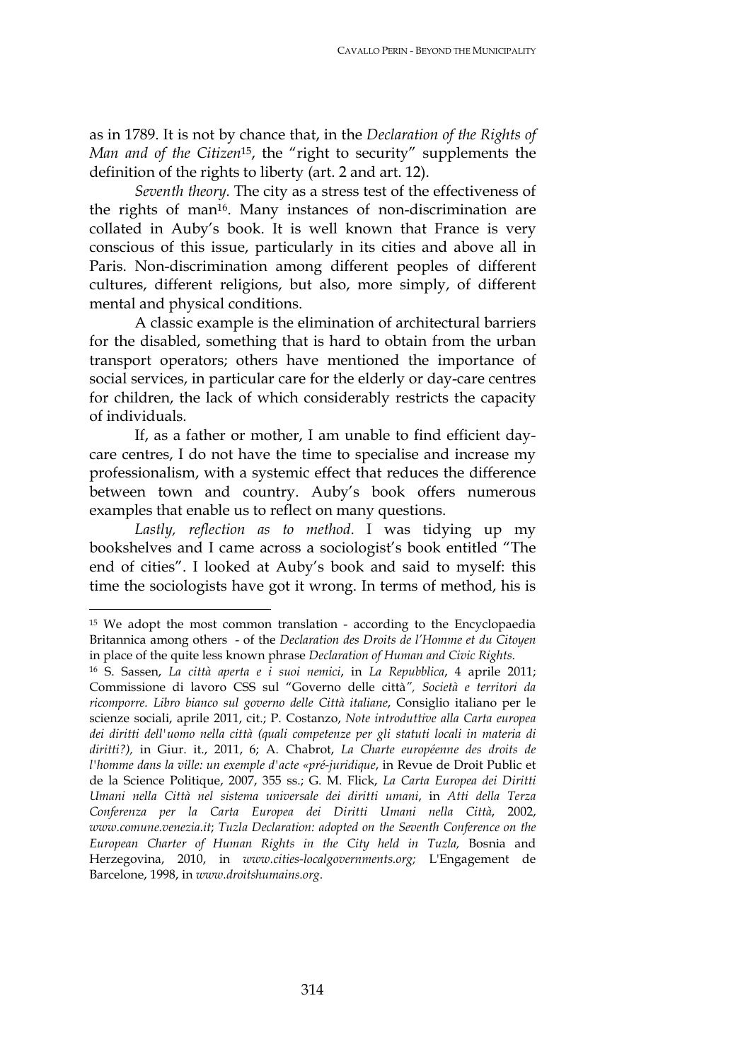as in 1789. It is not by chance that, in the *Declaration of the Rights of Man and of the Citizen*[15], the "right to security" supplements the definition of the rights to liberty (art. 2 and art. 12).

*Seventh theory.* The city as a stress test of the effectiveness of the rights of man[16]. Many instances of non-discrimination are collated in Auby's book. It is well known that France is very conscious of this issue, particularly in its cities and above all in Paris. Non-discrimination among different peoples of different cultures, different religions, but also, more simply, of different mental and physical conditions.

A classic example is the elimination of architectural barriers for the disabled, something that is hard to obtain from the urban transport operators; others have mentioned the importance of social services, in particular care for the elderly or day-care centres for children, the lack of which considerably restricts the capacity of individuals.

If, as a father or mother, I am unable to find efficient day-care centres, I do not have the time to specialise and increase my professionalism, with a systemic effect that reduces the difference between town and country. Auby's book offers numerous examples that enable us to reflect on many questions.

*Lastly, reflection as to method*. I was tidying up my bookshelves and I came across a sociologist's book entitled "The end of cities". I looked at Auby's book and said to myself: this time the sociologists have got it wrong. In terms of method, his is

---

[15] We adopt the most common translation - according to the Encyclopaedia Britannica among others - of the *Declaration des Droits de l'Homme et du Citoyen* in place of the quite less known phrase *Declaration of Human and Civic Rights.*

[16] S. Sassen, *La città aperta e i suoi nemici*, in *La Repubblica*, 4 aprile 2011; Commissione di lavoro CSS sul "Governo delle città*", Società e territori da ricomporre. Libro bianco sul governo delle Città italiane*, Consiglio italiano per le scienze sociali, aprile 2011, cit.; P. Costanzo, *Note introduttive alla Carta europea dei diritti dell'uomo nella città (quali competenze per gli statuti locali in materia di diritti?),* in Giur. it., 2011, 6; A. Chabrot, *La Charte européenne des droits de l'homme dans la ville: un exemple d'acte «pré-juridique*, in Revue de Droit Public et de la Science Politique, 2007, 355 ss.; G. M. Flick, *La Carta Europea dei Diritti Umani nella Città nel sistema universale dei diritti umani*, in *Atti della Terza Conferenza per la Carta Europea dei Diritti Umani nella Città*, 2002, *www.comune.venezia.it*; *Tuzla Declaration: adopted on the Seventh Conference on the European Charter of Human Rights in the City held in Tuzla,* Bosnia and Herzegovina, 2010, in *www.cities-localgovernments.org;* L'Engagement de Barcelone, 1998, in *www.droitshumains.org*.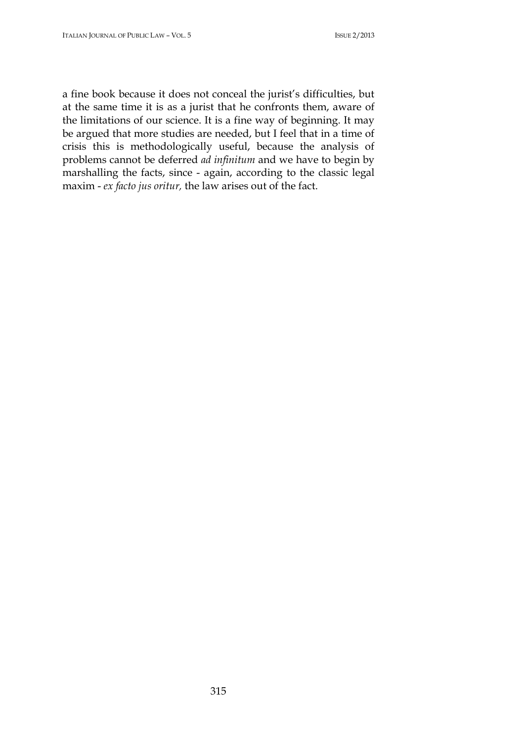a fine book because it does not conceal the jurist's difficulties, but at the same time it is as a jurist that he confronts them, aware of the limitations of our science. It is a fine way of beginning. It may be argued that more studies are needed, but I feel that in a time of crisis this is methodologically useful, because the analysis of problems cannot be deferred *ad infinitum* and we have to begin by marshalling the facts, since - again, according to the classic legal maxim - *ex facto jus oritur,* the law arises out of the fact.